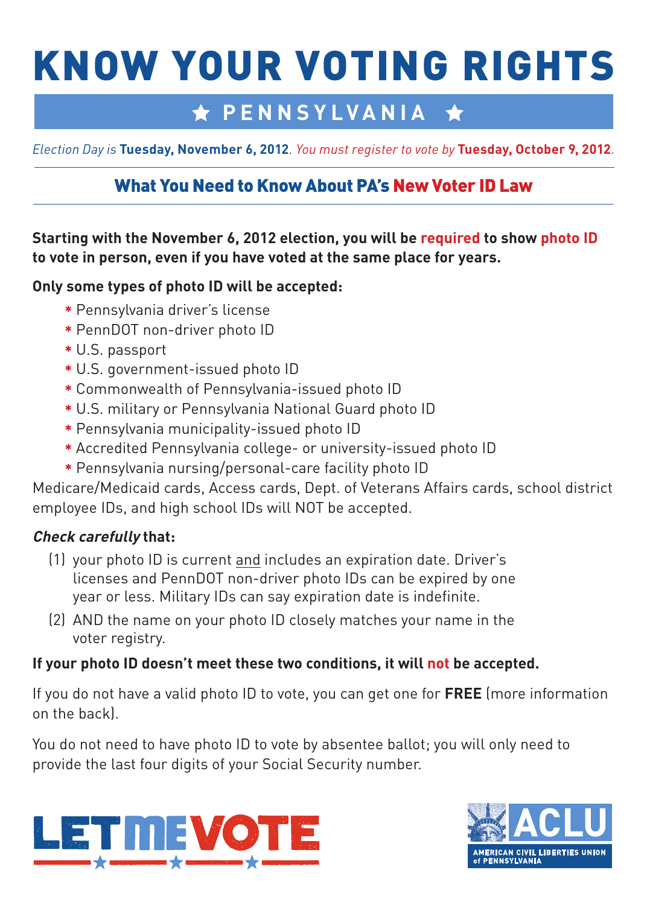# KNOW YOUR VOTING RIGHTS

## ★ PENNSYLVANIA ★

*Election Day is* **Tuesday, November 6, 2012**. *You must register to vote by* **Tuesday, October 9, 2012**.

### What You Need to Know About PA's New Voter ID Law

**Starting with the November 6, 2012 election, you will be required to show photo ID to vote in person, even if you have voted at the same place for years.**

**Only some types of photo ID will be accepted:**

- Pennsylvania driver's license
- PennDOT non-driver photo ID
- U.S. passport
- U.S. government-issued photo ID
- Commonwealth of Pennsylvania-issued photo ID
- U.S. military or Pennsylvania National Guard photo ID
- Pennsylvania municipality-issued photo ID
- Accredited Pennsylvania college- or university-issued photo ID
- Pennsylvania nursing/personal-care facility photo ID

Medicare/Medicaid cards, Access cards, Dept. of Veterans Affairs cards, school district employee IDs, and high school IDs will NOT be accepted.

***Check carefully* that:**

(1) your photo ID is current and includes an expiration date. Driver's licenses and PennDOT non-driver photo IDs can be expired by one year or less. Military IDs can say expiration date is indefinite.

(2) AND the name on your photo ID closely matches your name in the voter registry.

**If your photo ID doesn't meet these two conditions, it will not be accepted.**

If you do not have a valid photo ID to vote, you can get one for **FREE** (more information on the back).

You do not need to have photo ID to vote by absentee ballot; you will only need to provide the last four digits of your Social Security number.

LET ME VOTE

ACLU — AMERICAN CIVIL LIBERTIES UNION of PENNSYLVANIA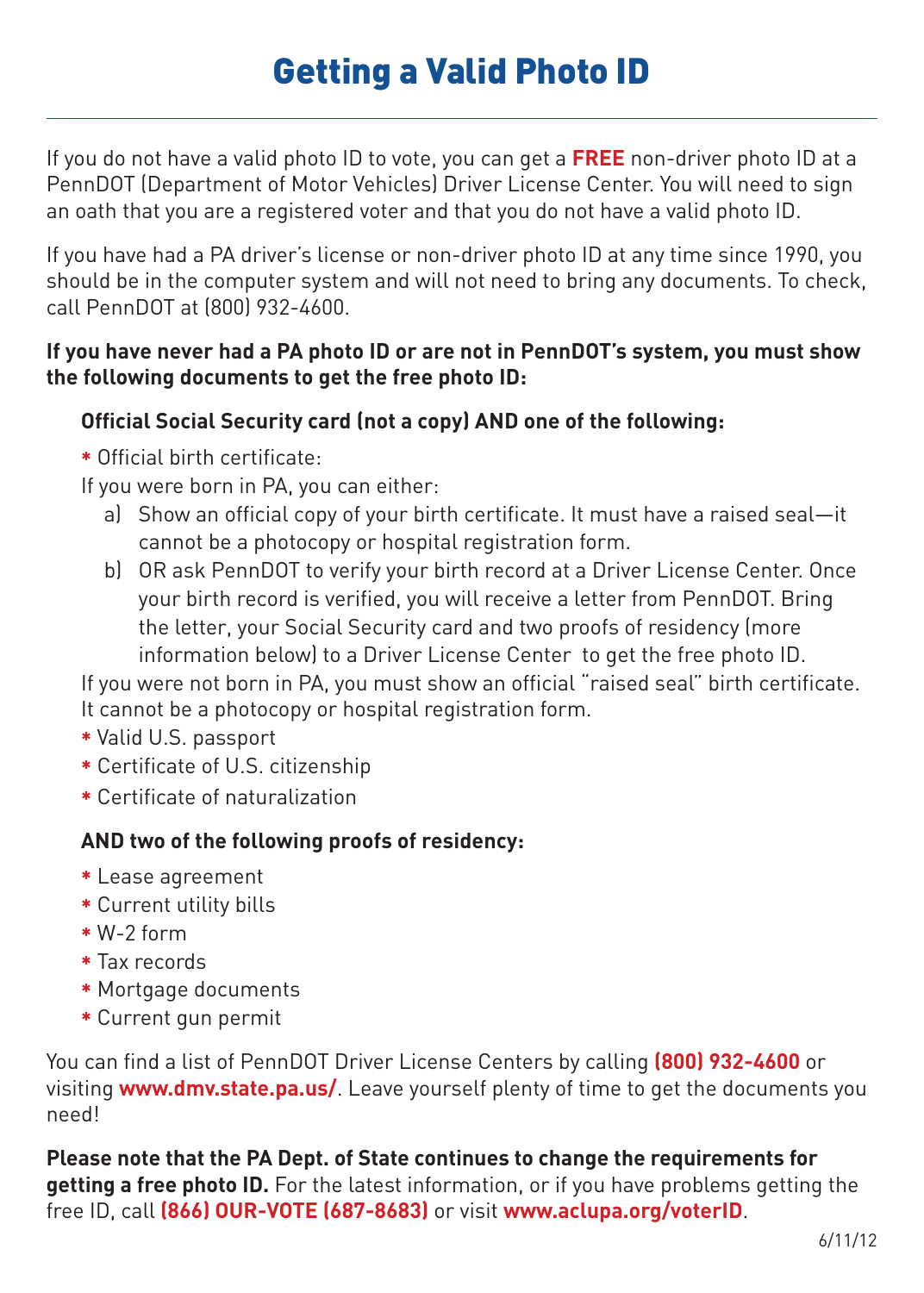# Getting a Valid Photo ID

If you do not have a valid photo ID to vote, you can get a **FREE** non-driver photo ID at a PennDOT (Department of Motor Vehicles) Driver License Center. You will need to sign an oath that you are a registered voter and that you do not have a valid photo ID.

If you have had a PA driver's license or non-driver photo ID at any time since 1990, you should be in the computer system and will not need to bring any documents. To check, call PennDOT at (800) 932-4600.

**If you have never had a PA photo ID or are not in PennDOT's system, you must show the following documents to get the free photo ID:**

**Official Social Security card (not a copy) AND one of the following:**

- Official birth certificate:

If you were born in PA, you can either:

a) Show an official copy of your birth certificate. It must have a raised seal—it cannot be a photocopy or hospital registration form.

b) OR ask PennDOT to verify your birth record at a Driver License Center. Once your birth record is verified, you will receive a letter from PennDOT. Bring the letter, your Social Security card and two proofs of residency (more information below) to a Driver License Center to get the free photo ID.

If you were not born in PA, you must show an official "raised seal" birth certificate. It cannot be a photocopy or hospital registration form.

- Valid U.S. passport
- Certificate of U.S. citizenship
- Certificate of naturalization

**AND two of the following proofs of residency:**

- Lease agreement
- Current utility bills
- W-2 form
- Tax records
- Mortgage documents
- Current gun permit

You can find a list of PennDOT Driver License Centers by calling **(800) 932-4600** or visiting **www.dmv.state.pa.us/**. Leave yourself plenty of time to get the documents you need!

**Please note that the PA Dept. of State continues to change the requirements for getting a free photo ID.** For the latest information, or if you have problems getting the free ID, call **(866) OUR-VOTE (687-8683)** or visit **www.aclupa.org/voterID**.

6/11/12